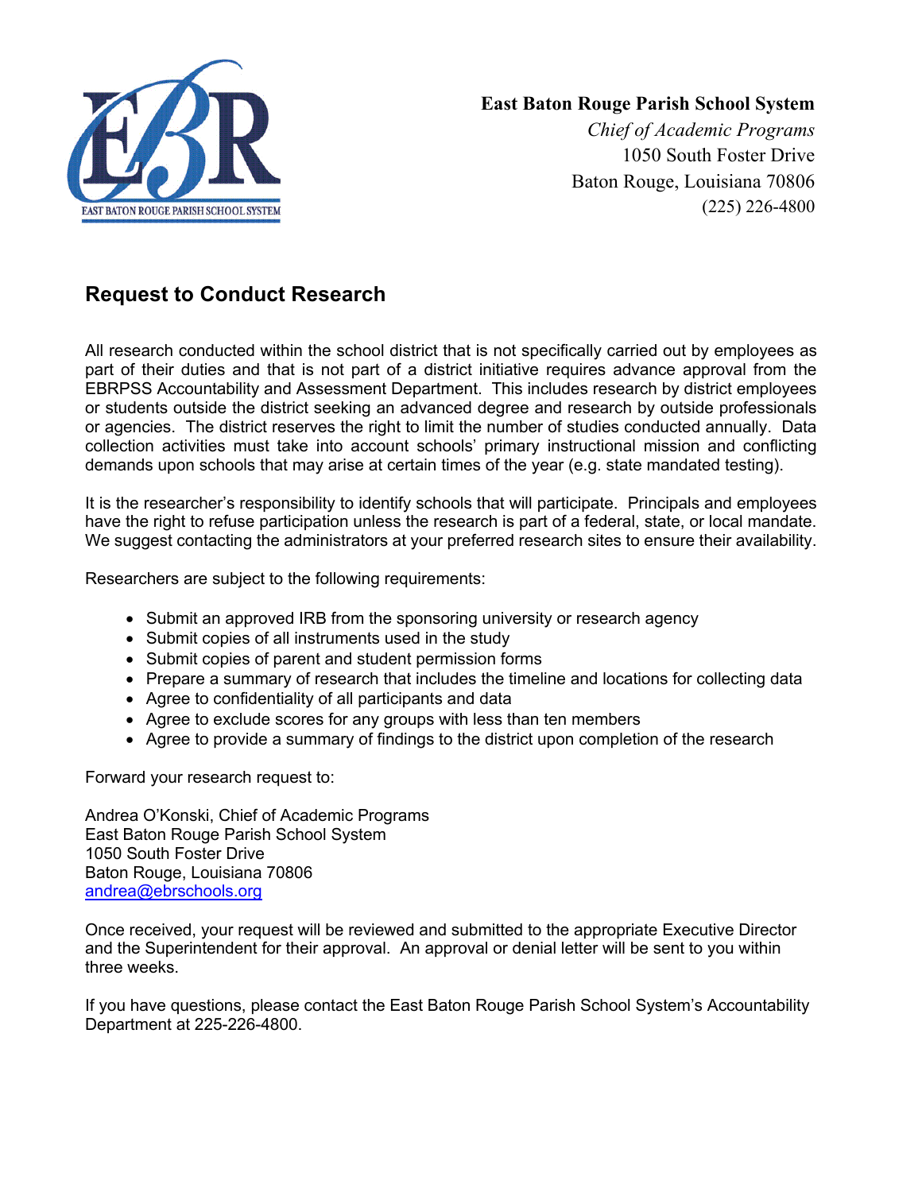**East Baton Rouge Parish School System**
*Chief of Academic Programs*
1050 South Foster Drive
Baton Rouge, Louisiana 70806
(225) 226-4800

## Request to Conduct Research

All research conducted within the school district that is not specifically carried out by employees as part of their duties and that is not part of a district initiative requires advance approval from the EBRPSS Accountability and Assessment Department. This includes research by district employees or students outside the district seeking an advanced degree and research by outside professionals or agencies. The district reserves the right to limit the number of studies conducted annually. Data collection activities must take into account schools' primary instructional mission and conflicting demands upon schools that may arise at certain times of the year (e.g. state mandated testing).

It is the researcher's responsibility to identify schools that will participate. Principals and employees have the right to refuse participation unless the research is part of a federal, state, or local mandate. We suggest contacting the administrators at your preferred research sites to ensure their availability.

Researchers are subject to the following requirements:

- Submit an approved IRB from the sponsoring university or research agency
- Submit copies of all instruments used in the study
- Submit copies of parent and student permission forms
- Prepare a summary of research that includes the timeline and locations for collecting data
- Agree to confidentiality of all participants and data
- Agree to exclude scores for any groups with less than ten members
- Agree to provide a summary of findings to the district upon completion of the research

Forward your research request to:

Andrea O'Konski, Chief of Academic Programs
East Baton Rouge Parish School System
1050 South Foster Drive
Baton Rouge, Louisiana 70806
andrea@ebrschools.org

Once received, your request will be reviewed and submitted to the appropriate Executive Director and the Superintendent for their approval. An approval or denial letter will be sent to you within three weeks.

If you have questions, please contact the East Baton Rouge Parish School System's Accountability Department at 225-226-4800.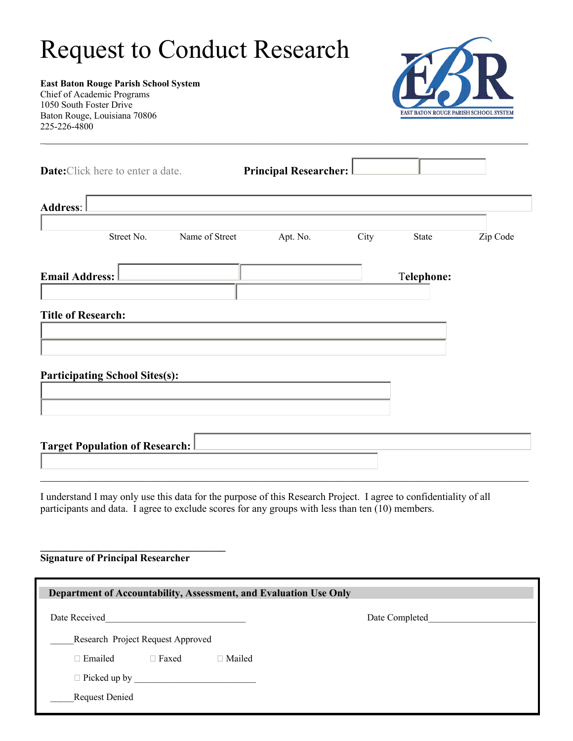# Request to Conduct Research

**East Baton Rouge Parish School System**
Chief of Academic Programs
1050 South Foster Drive
Baton Rouge, Louisiana 70806
225-226-4800

---

**Date:** Click here to enter a date. **Principal Researcher:**

**Address:**

Street No. Name of Street Apt. No. City State Zip Code

**Email Address:** **Telephone:**

**Title of Research:**

**Participating School Sites(s):**

**Target Population of Research:**

---

I understand I may only use this data for the purpose of this Research Project. I agree to confidentiality of all participants and data. I agree to exclude scores for any groups with less than ten (10) members.

\_\_\_\_\_\_\_\_\_\_\_\_\_\_\_\_\_\_\_\_\_\_\_\_\_\_\_\_\_\_\_\_\_\_\_\_\_\_
**Signature of Principal Researcher**

**Department of Accountability, Assessment, and Evaluation Use Only**

Date Received\_\_\_\_\_\_\_\_\_\_\_\_\_\_\_\_\_\_\_\_\_\_\_\_\_\_\_\_\_\_ Date Completed\_\_\_\_\_\_\_\_\_\_\_\_\_\_\_\_\_\_\_\_\_\_\_\_\_

\_\_\_\_\_Research Project Request Approved

☐ Emailed ☐ Faxed ☐ Mailed

☐ Picked up by \_\_\_\_\_\_\_\_\_\_\_\_\_\_\_\_\_\_\_\_\_\_\_\_\_\_\_

\_\_\_\_\_Request Denied